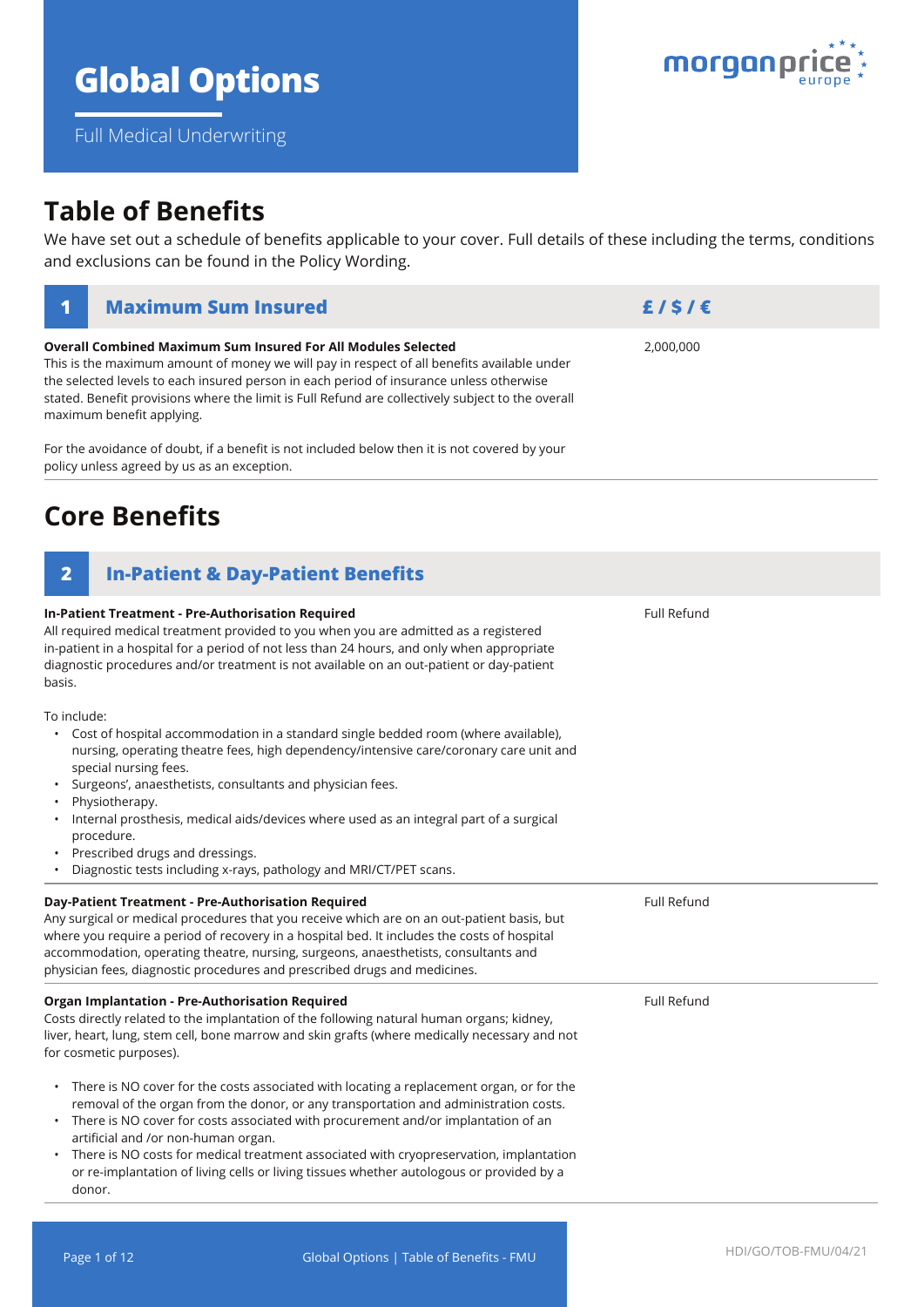# Global Options

Full Medical Underwriting

## Table of Benefits

We have set out a schedule of benefits applicable to your cover. Full details of these including the terms, conditions and exclusions can be found in the Policy Wording.

| 1 Maximum Sum Insured | £ / $ / € |
|---|---|
| **Overall Combined Maximum Sum Insured For All Modules Selected**<br>This is the maximum amount of money we will pay in respect of all benefits available under the selected levels to each insured person in each period of insurance unless otherwise stated. Benefit provisions where the limit is Full Refund are collectively subject to the overall maximum benefit applying.<br><br>For the avoidance of doubt, if a benefit is not included below then it is not covered by your policy unless agreed by us as an exception. | 2,000,000 |

## Core Benefits

| 2 In-Patient & Day-Patient Benefits | |
|---|---|
| **In-Patient Treatment - Pre-Authorisation Required**<br>All required medical treatment provided to you when you are admitted as a registered in-patient in a hospital for a period of not less than 24 hours, and only when appropriate diagnostic procedures and/or treatment is not available on an out-patient or day-patient basis.<br><br>To include:<br>• Cost of hospital accommodation in a standard single bedded room (where available), nursing, operating theatre fees, high dependency/intensive care/coronary care unit and special nursing fees.<br>• Surgeons', anaesthetists, consultants and physician fees.<br>• Physiotherapy.<br>• Internal prosthesis, medical aids/devices where used as an integral part of a surgical procedure.<br>• Prescribed drugs and dressings.<br>• Diagnostic tests including x-rays, pathology and MRI/CT/PET scans. | Full Refund |
| **Day-Patient Treatment - Pre-Authorisation Required**<br>Any surgical or medical procedures that you receive which are on an out-patient basis, but where you require a period of recovery in a hospital bed. It includes the costs of hospital accommodation, operating theatre, nursing, surgeons, anaesthetists, consultants and physician fees, diagnostic procedures and prescribed drugs and medicines. | Full Refund |
| **Organ Implantation - Pre-Authorisation Required**<br>Costs directly related to the implantation of the following natural human organs; kidney, liver, heart, lung, stem cell, bone marrow and skin grafts (where medically necessary and not for cosmetic purposes).<br><br>• There is NO cover for the costs associated with locating a replacement organ, or for the removal of the organ from the donor, or any transportation and administration costs.<br>• There is NO cover for costs associated with procurement and/or implantation of an artificial and /or non-human organ.<br>• There is NO costs for medical treatment associated with cryopreservation, implantation or re-implantation of living cells or living tissues whether autologous or provided by a donor. | Full Refund |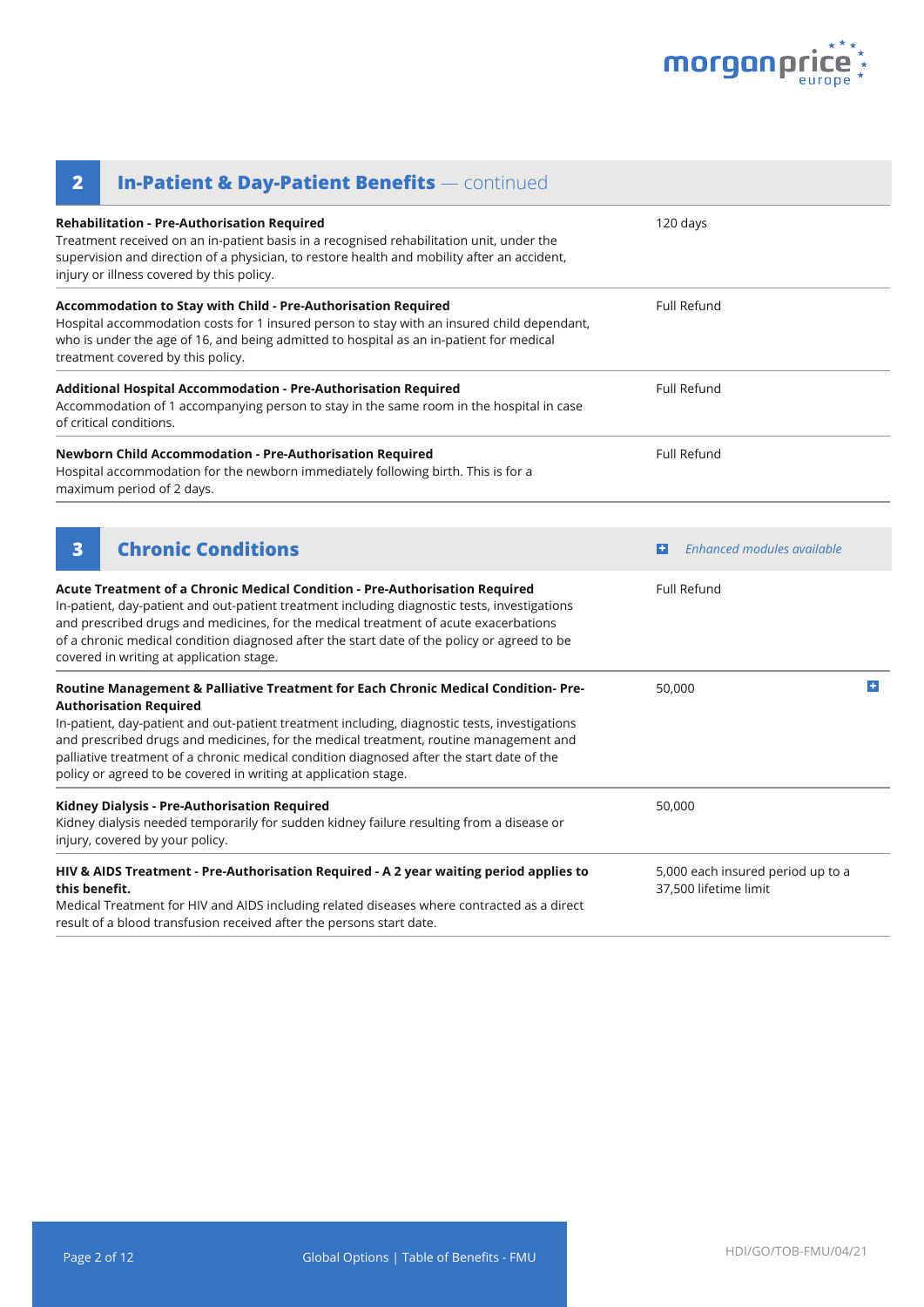## 2 In-Patient & Day-Patient Benefits — continued

| Benefit | Limit |
|---|---|
| **Rehabilitation - Pre-Authorisation Required**<br>Treatment received on an in-patient basis in a recognised rehabilitation unit, under the supervision and direction of a physician, to restore health and mobility after an accident, injury or illness covered by this policy. | 120 days |
| **Accommodation to Stay with Child - Pre-Authorisation Required**<br>Hospital accommodation costs for 1 insured person to stay with an insured child dependant, who is under the age of 16, and being admitted to hospital as an in-patient for medical treatment covered by this policy. | Full Refund |
| **Additional Hospital Accommodation - Pre-Authorisation Required**<br>Accommodation of 1 accompanying person to stay in the same room in the hospital in case of critical conditions. | Full Refund |
| **Newborn Child Accommodation - Pre-Authorisation Required**<br>Hospital accommodation for the newborn immediately following birth. This is for a maximum period of 2 days. | Full Refund |

## 3 Chronic Conditions

*Enhanced modules available*

| Benefit | Limit |
|---|---|
| **Acute Treatment of a Chronic Medical Condition - Pre-Authorisation Required**<br>In-patient, day-patient and out-patient treatment including diagnostic tests, investigations and prescribed drugs and medicines, for the medical treatment of acute exacerbations of a chronic medical condition diagnosed after the start date of the policy or agreed to be covered in writing at application stage. | Full Refund |
| **Routine Management & Palliative Treatment for Each Chronic Medical Condition- Pre-Authorisation Required**<br>In-patient, day-patient and out-patient treatment including, diagnostic tests, investigations and prescribed drugs and medicines, for the medical treatment, routine management and palliative treatment of a chronic medical condition diagnosed after the start date of the policy or agreed to be covered in writing at application stage. | 50,000 (+) |
| **Kidney Dialysis - Pre-Authorisation Required**<br>Kidney dialysis needed temporarily for sudden kidney failure resulting from a disease or injury, covered by your policy. | 50,000 |
| **HIV & AIDS Treatment - Pre-Authorisation Required - A 2 year waiting period applies to this benefit.**<br>Medical Treatment for HIV and AIDS including related diseases where contracted as a direct result of a blood transfusion received after the persons start date. | 5,000 each insured period up to a 37,500 lifetime limit |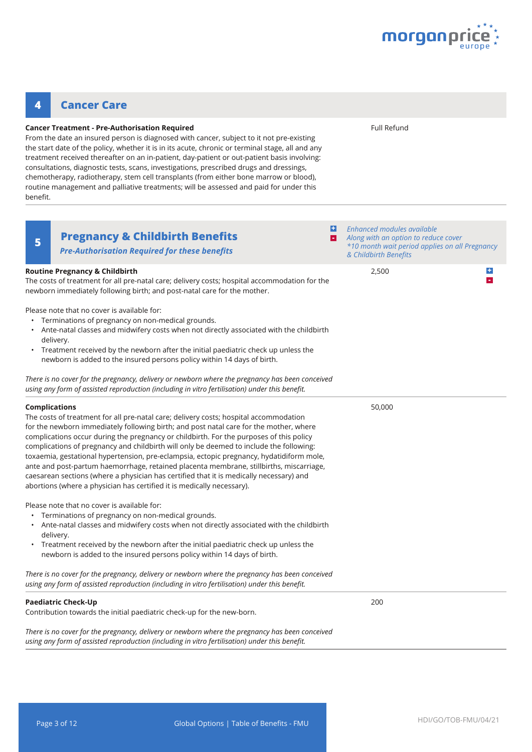## 4 Cancer Care

**Cancer Treatment - Pre-Authorisation Required**

From the date an insured person is diagnosed with cancer, subject to it not pre-existing the start date of the policy, whether it is in its acute, chronic or terminal stage, all and any treatment received thereafter on an in-patient, day-patient or out-patient basis involving: consultations, diagnostic tests, scans, investigations, prescribed drugs and dressings, chemotherapy, radiotherapy, stem cell transplants (from either bone marrow or blood), routine management and palliative treatments; will be assessed and paid for under this benefit.

Full Refund

## 5 Pregnancy & Childbirth Benefits

***Pre-Authorisation Required for these benefits***

*Enhanced modules available*
*Along with an option to reduce cover*
**10 month wait period applies on all Pregnancy & Childbirth Benefits*

**Routine Pregnancy & Childbirth**

The costs of treatment for all pre-natal care; delivery costs; hospital accommodation for the newborn immediately following birth; and post-natal care for the mother.

2,500

Please note that no cover is available for:

- Terminations of pregnancy on non-medical grounds.
- Ante-natal classes and midwifery costs when not directly associated with the childbirth delivery.
- Treatment received by the newborn after the initial paediatric check up unless the newborn is added to the insured persons policy within 14 days of birth.

*There is no cover for the pregnancy, delivery or newborn where the pregnancy has been conceived using any form of assisted reproduction (including in vitro fertilisation) under this benefit.*

**Complications**

The costs of treatment for all pre-natal care; delivery costs; hospital accommodation for the newborn immediately following birth; and post natal care for the mother, where complications occur during the pregnancy or childbirth. For the purposes of this policy complications of pregnancy and childbirth will only be deemed to include the following: toxaemia, gestational hypertension, pre-eclampsia, ectopic pregnancy, hydatidiform mole, ante and post-partum haemorrhage, retained placenta membrane, stillbirths, miscarriage, caesarean sections (where a physician has certified that it is medically necessary) and abortions (where a physician has certified it is medically necessary).

50,000

Please note that no cover is available for:

- Terminations of pregnancy on non-medical grounds.
- Ante-natal classes and midwifery costs when not directly associated with the childbirth delivery.
- Treatment received by the newborn after the initial paediatric check up unless the newborn is added to the insured persons policy within 14 days of birth.

*There is no cover for the pregnancy, delivery or newborn where the pregnancy has been conceived using any form of assisted reproduction (including in vitro fertilisation) under this benefit.*

**Paediatric Check-Up**

Contribution towards the initial paediatric check-up for the new-born.

200

*There is no cover for the pregnancy, delivery or newborn where the pregnancy has been conceived using any form of assisted reproduction (including in vitro fertilisation) under this benefit.*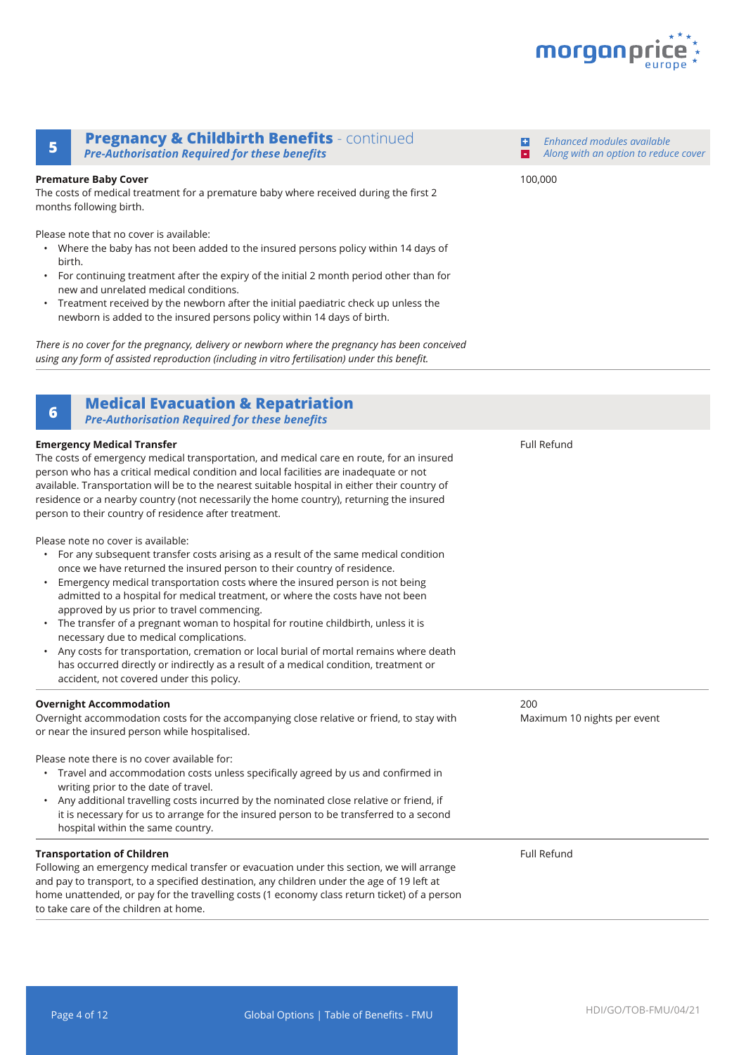## 5 Pregnancy & Childbirth Benefits - continued

***Pre-Authorisation Required for these benefits***

*Enhanced modules available*
*Along with an option to reduce cover*

**Premature Baby Cover** — 100,000

The costs of medical treatment for a premature baby where received during the first 2 months following birth.

Please note that no cover is available:

- Where the baby has not been added to the insured persons policy within 14 days of birth.
- For continuing treatment after the expiry of the initial 2 month period other than for new and unrelated medical conditions.
- Treatment received by the newborn after the initial paediatric check up unless the newborn is added to the insured persons policy within 14 days of birth.

*There is no cover for the pregnancy, delivery or newborn where the pregnancy has been conceived using any form of assisted reproduction (including in vitro fertilisation) under this benefit.*

## 6 Medical Evacuation & Repatriation

***Pre-Authorisation Required for these benefits***

**Emergency Medical Transfer** — Full Refund

The costs of emergency medical transportation, and medical care en route, for an insured person who has a critical medical condition and local facilities are inadequate or not available. Transportation will be to the nearest suitable hospital in either their country of residence or a nearby country (not necessarily the home country), returning the insured person to their country of residence after treatment.

Please note no cover is available:

- For any subsequent transfer costs arising as a result of the same medical condition once we have returned the insured person to their country of residence.
- Emergency medical transportation costs where the insured person is not being admitted to a hospital for medical treatment, or where the costs have not been approved by us prior to travel commencing.
- The transfer of a pregnant woman to hospital for routine childbirth, unless it is necessary due to medical complications.
- Any costs for transportation, cremation or local burial of mortal remains where death has occurred directly or indirectly as a result of a medical condition, treatment or accident, not covered under this policy.

**Overnight Accommodation** — 200, Maximum 10 nights per event

Overnight accommodation costs for the accompanying close relative or friend, to stay with or near the insured person while hospitalised.

Please note there is no cover available for:

- Travel and accommodation costs unless specifically agreed by us and confirmed in writing prior to the date of travel.
- Any additional travelling costs incurred by the nominated close relative or friend, if it is necessary for us to arrange for the insured person to be transferred to a second hospital within the same country.

**Transportation of Children** — Full Refund

Following an emergency medical transfer or evacuation under this section, we will arrange and pay to transport, to a specified destination, any children under the age of 19 left at home unattended, or pay for the travelling costs (1 economy class return ticket) of a person to take care of the children at home.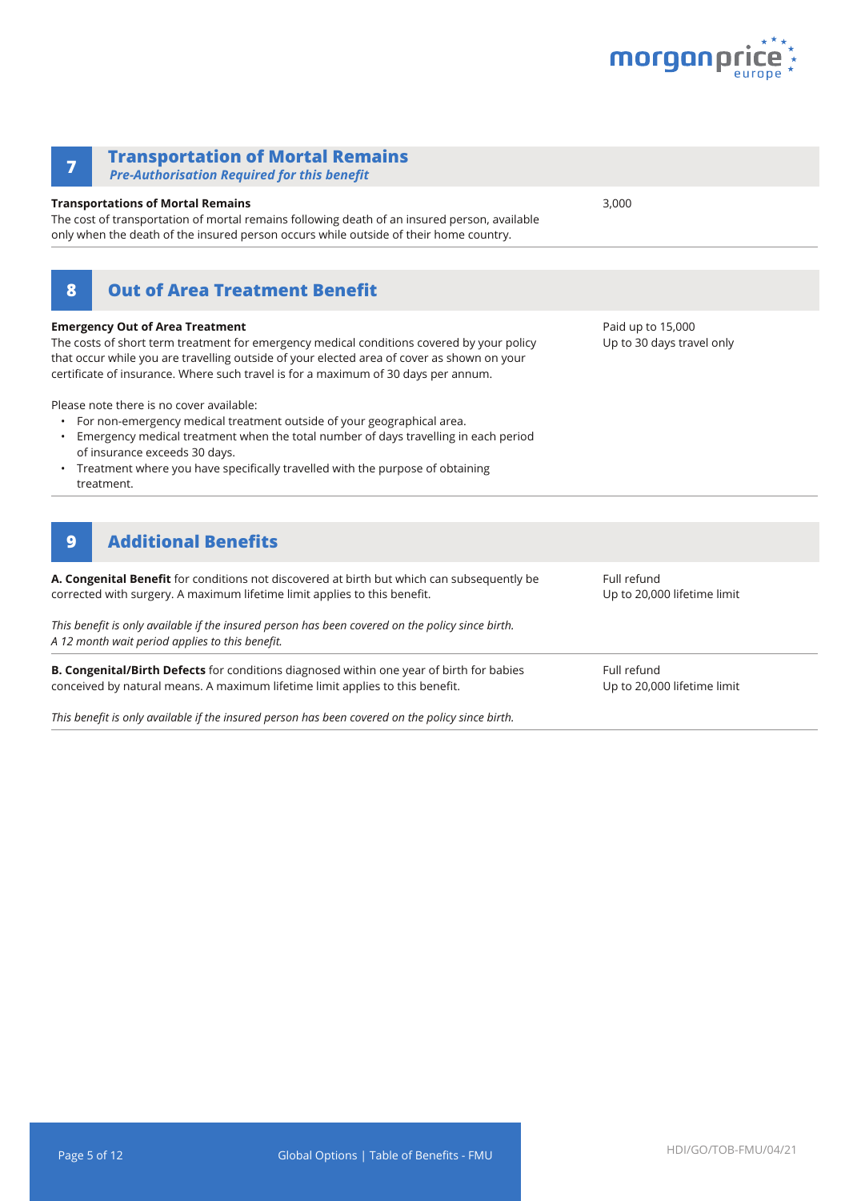## 7 Transportation of Mortal Remains

***Pre-Authorisation Required for this benefit***

| Benefit | Limit |
| --- | --- |
| **Transportations of Mortal Remains**<br>The cost of transportation of mortal remains following death of an insured person, available only when the death of the insured person occurs while outside of their home country. | 3,000 |

## 8 Out of Area Treatment Benefit

| Benefit | Limit |
| --- | --- |
| **Emergency Out of Area Treatment**<br>The costs of short term treatment for emergency medical conditions covered by your policy that occur while you are travelling outside of your elected area of cover as shown on your certificate of insurance. Where such travel is for a maximum of 30 days per annum.<br><br>Please note there is no cover available:<br>• For non-emergency medical treatment outside of your geographical area.<br>• Emergency medical treatment when the total number of days travelling in each period of insurance exceeds 30 days.<br>• Treatment where you have specifically travelled with the purpose of obtaining treatment. | Paid up to 15,000<br>Up to 30 days travel only |

## 9 Additional Benefits

| Benefit | Limit |
| --- | --- |
| **A. Congenital Benefit** for conditions not discovered at birth but which can subsequently be corrected with surgery. A maximum lifetime limit applies to this benefit.<br><br>*This benefit is only available if the insured person has been covered on the policy since birth.*<br>*A 12 month wait period applies to this benefit.* | Full refund<br>Up to 20,000 lifetime limit |
| **B. Congenital/Birth Defects** for conditions diagnosed within one year of birth for babies conceived by natural means. A maximum lifetime limit applies to this benefit.<br><br>*This benefit is only available if the insured person has been covered on the policy since birth.* | Full refund<br>Up to 20,000 lifetime limit |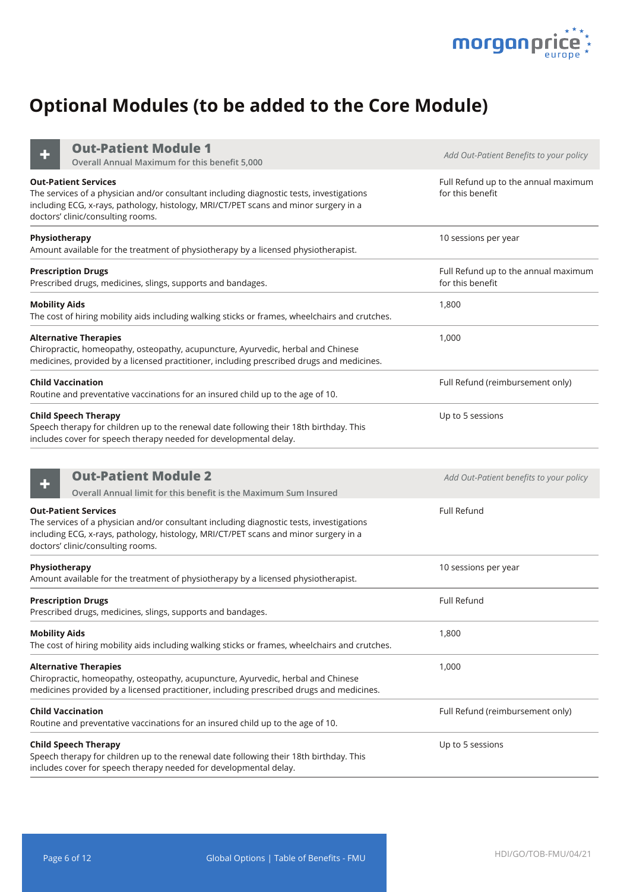# Optional Modules (to be added to the Core Module)

| **Out-Patient Module 1**<br>Overall Annual Maximum for this benefit 5,000 | *Add Out-Patient Benefits to your policy* |
|---|---|
| **Out-Patient Services**<br>The services of a physician and/or consultant including diagnostic tests, investigations including ECG, x-rays, pathology, histology, MRI/CT/PET scans and minor surgery in a doctors' clinic/consulting rooms. | Full Refund up to the annual maximum for this benefit |
| **Physiotherapy**<br>Amount available for the treatment of physiotherapy by a licensed physiotherapist. | 10 sessions per year |
| **Prescription Drugs**<br>Prescribed drugs, medicines, slings, supports and bandages. | Full Refund up to the annual maximum for this benefit |
| **Mobility Aids**<br>The cost of hiring mobility aids including walking sticks or frames, wheelchairs and crutches. | 1,800 |
| **Alternative Therapies**<br>Chiropractic, homeopathy, osteopathy, acupuncture, Ayurvedic, herbal and Chinese medicines, provided by a licensed practitioner, including prescribed drugs and medicines. | 1,000 |
| **Child Vaccination**<br>Routine and preventative vaccinations for an insured child up to the age of 10. | Full Refund (reimbursement only) |
| **Child Speech Therapy**<br>Speech therapy for children up to the renewal date following their 18th birthday. This includes cover for speech therapy needed for developmental delay. | Up to 5 sessions |

| **Out-Patient Module 2**<br>Overall Annual limit for this benefit is the Maximum Sum Insured | *Add Out-Patient benefits to your policy* |
|---|---|
| **Out-Patient Services**<br>The services of a physician and/or consultant including diagnostic tests, investigations including ECG, x-rays, pathology, histology, MRI/CT/PET scans and minor surgery in a doctors' clinic/consulting rooms. | Full Refund |
| **Physiotherapy**<br>Amount available for the treatment of physiotherapy by a licensed physiotherapist. | 10 sessions per year |
| **Prescription Drugs**<br>Prescribed drugs, medicines, slings, supports and bandages. | Full Refund |
| **Mobility Aids**<br>The cost of hiring mobility aids including walking sticks or frames, wheelchairs and crutches. | 1,800 |
| **Alternative Therapies**<br>Chiropractic, homeopathy, osteopathy, acupuncture, Ayurvedic, herbal and Chinese medicines provided by a licensed practitioner, including prescribed drugs and medicines. | 1,000 |
| **Child Vaccination**<br>Routine and preventative vaccinations for an insured child up to the age of 10. | Full Refund (reimbursement only) |
| **Child Speech Therapy**<br>Speech therapy for children up to the renewal date following their 18th birthday. This includes cover for speech therapy needed for developmental delay. | Up to 5 sessions |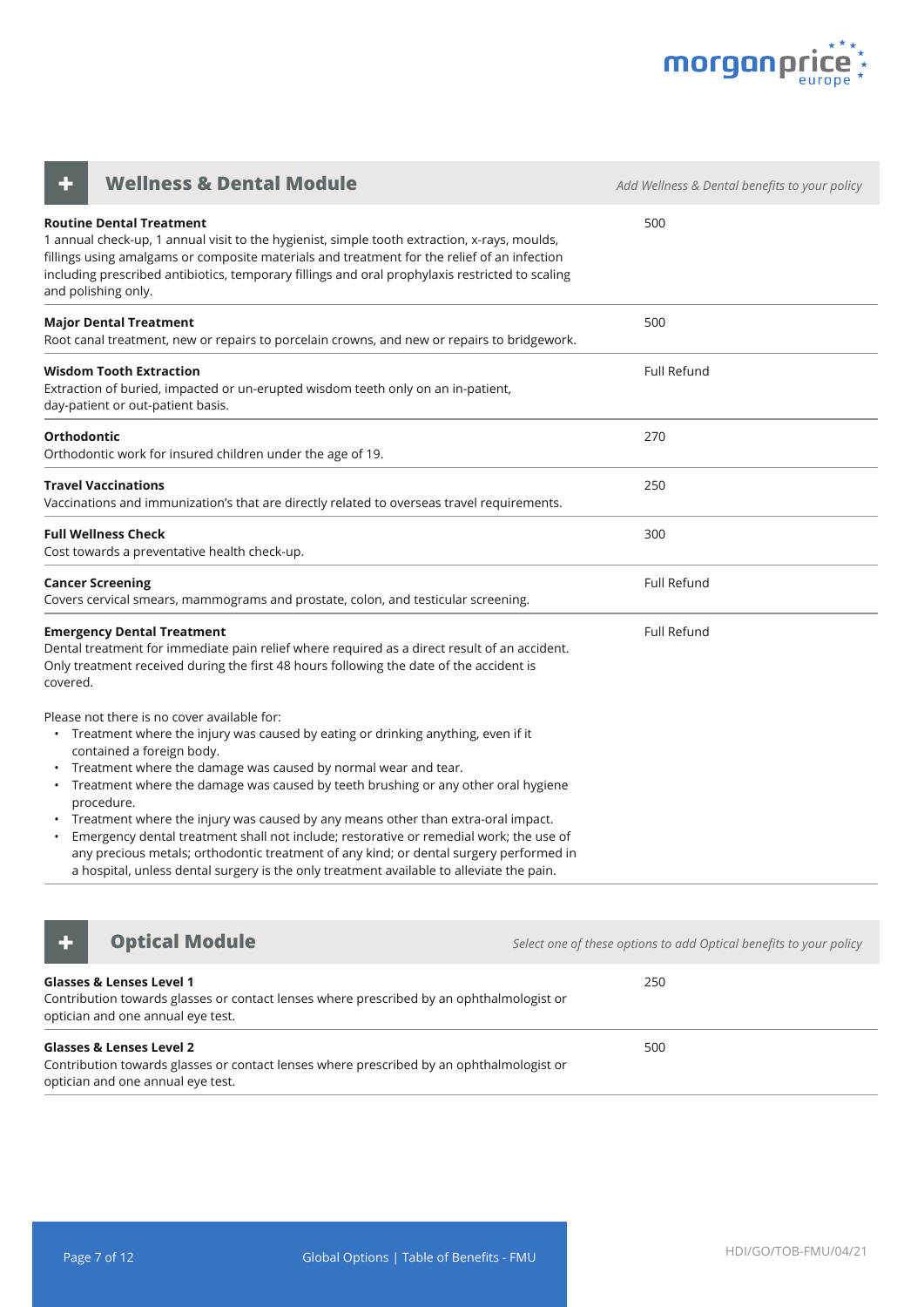## Wellness & Dental Module

*Add Wellness & Dental benefits to your policy*

| Benefit | |
|---|---|
| **Routine Dental Treatment**<br>1 annual check-up, 1 annual visit to the hygienist, simple tooth extraction, x-rays, moulds, fillings using amalgams or composite materials and treatment for the relief of an infection including prescribed antibiotics, temporary fillings and oral prophylaxis restricted to scaling and polishing only. | 500 |
| **Major Dental Treatment**<br>Root canal treatment, new or repairs to porcelain crowns, and new or repairs to bridgework. | 500 |
| **Wisdom Tooth Extraction**<br>Extraction of buried, impacted or un-erupted wisdom teeth only on an in-patient, day-patient or out-patient basis. | Full Refund |
| **Orthodontic**<br>Orthodontic work for insured children under the age of 19. | 270 |
| **Travel Vaccinations**<br>Vaccinations and immunization's that are directly related to overseas travel requirements. | 250 |
| **Full Wellness Check**<br>Cost towards a preventative health check-up. | 300 |
| **Cancer Screening**<br>Covers cervical smears, mammograms and prostate, colon, and testicular screening. | Full Refund |
| **Emergency Dental Treatment**<br>Dental treatment for immediate pain relief where required as a direct result of an accident. Only treatment received during the first 48 hours following the date of the accident is covered.<br><br>Please not there is no cover available for:<br>• Treatment where the injury was caused by eating or drinking anything, even if it contained a foreign body.<br>• Treatment where the damage was caused by normal wear and tear.<br>• Treatment where the damage was caused by teeth brushing or any other oral hygiene procedure.<br>• Treatment where the injury was caused by any means other than extra-oral impact.<br>• Emergency dental treatment shall not include; restorative or remedial work; the use of any precious metals; orthodontic treatment of any kind; or dental surgery performed in a hospital, unless dental surgery is the only treatment available to alleviate the pain. | Full Refund |

## Optical Module

*Select one of these options to add Optical benefits to your policy*

| Benefit | |
|---|---|
| **Glasses & Lenses Level 1**<br>Contribution towards glasses or contact lenses where prescribed by an ophthalmologist or optician and one annual eye test. | 250 |
| **Glasses & Lenses Level 2**<br>Contribution towards glasses or contact lenses where prescribed by an ophthalmologist or optician and one annual eye test. | 500 |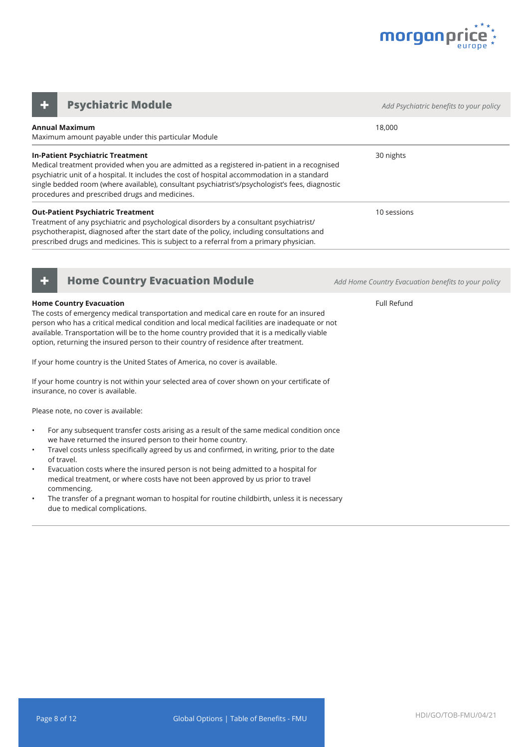## Psychiatric Module

*Add Psychiatric benefits to your policy*

| Benefit | |
|---|---|
| **Annual Maximum**<br>Maximum amount payable under this particular Module | 18,000 |
| **In-Patient Psychiatric Treatment**<br>Medical treatment provided when you are admitted as a registered in-patient in a recognised psychiatric unit of a hospital. It includes the cost of hospital accommodation in a standard single bedded room (where available), consultant psychiatrist's/psychologist's fees, diagnostic procedures and prescribed drugs and medicines. | 30 nights |
| **Out-Patient Psychiatric Treatment**<br>Treatment of any psychiatric and psychological disorders by a consultant psychiatrist/ psychotherapist, diagnosed after the start date of the policy, including consultations and prescribed drugs and medicines. This is subject to a referral from a primary physician. | 10 sessions |

## Home Country Evacuation Module

*Add Home Country Evacuation benefits to your policy*

**Home Country Evacuation** — Full Refund

The costs of emergency medical transportation and medical care en route for an insured person who has a critical medical condition and local medical facilities are inadequate or not available. Transportation will be to the home country provided that it is a medically viable option, returning the insured person to their country of residence after treatment.

If your home country is the United States of America, no cover is available.

If your home country is not within your selected area of cover shown on your certificate of insurance, no cover is available.

Please note, no cover is available:

- For any subsequent transfer costs arising as a result of the same medical condition once we have returned the insured person to their home country.
- Travel costs unless specifically agreed by us and confirmed, in writing, prior to the date of travel.
- Evacuation costs where the insured person is not being admitted to a hospital for medical treatment, or where costs have not been approved by us prior to travel commencing.
- The transfer of a pregnant woman to hospital for routine childbirth, unless it is necessary due to medical complications.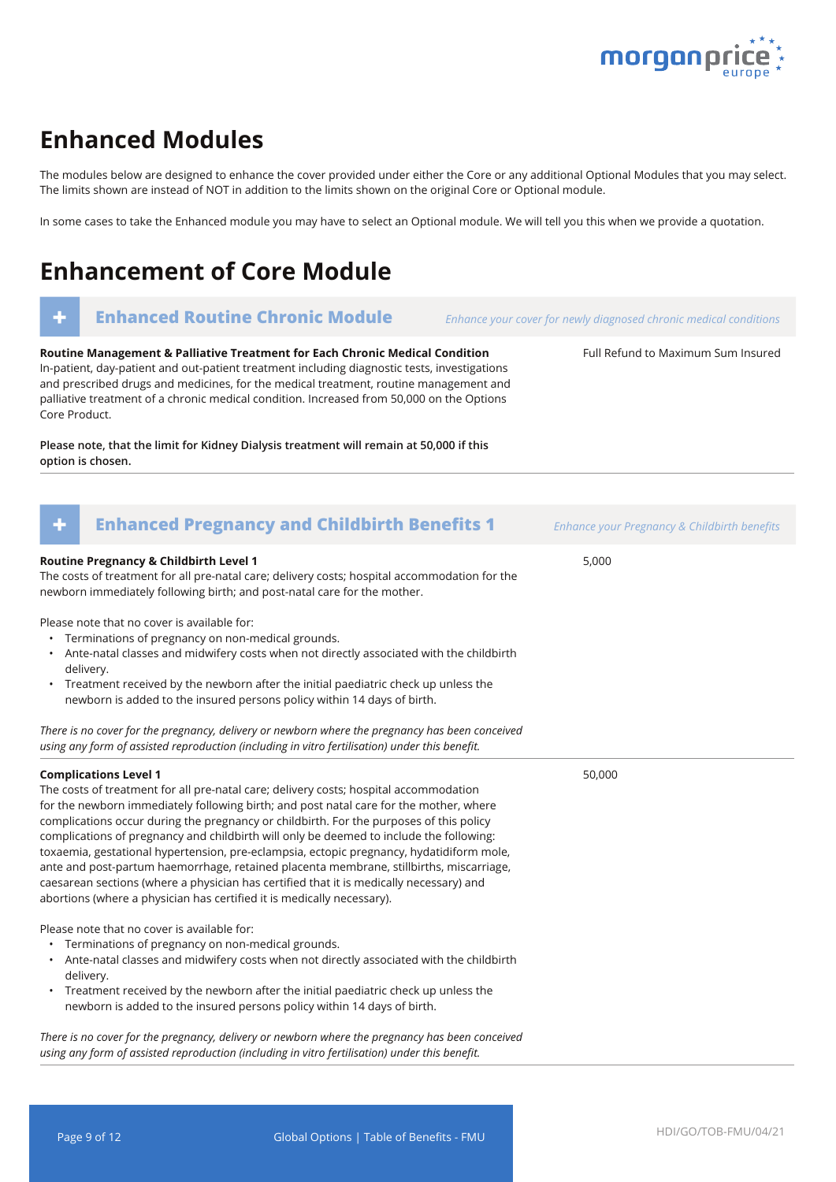# Enhanced Modules

The modules below are designed to enhance the cover provided under either the Core or any additional Optional Modules that you may select. The limits shown are instead of NOT in addition to the limits shown on the original Core or Optional module.

In some cases to take the Enhanced module you may have to select an Optional module. We will tell you this when we provide a quotation.

# Enhancement of Core Module

## + Enhanced Routine Chronic Module

*Enhance your cover for newly diagnosed chronic medical conditions*

| Benefit | Limit |
|---|---|
| **Routine Management & Palliative Treatment for Each Chronic Medical Condition**<br>In-patient, day-patient and out-patient treatment including diagnostic tests, investigations and prescribed drugs and medicines, for the medical treatment, routine management and palliative treatment of a chronic medical condition. Increased from 50,000 on the Options Core Product.<br><br>**Please note, that the limit for Kidney Dialysis treatment will remain at 50,000 if this option is chosen.** | Full Refund to Maximum Sum Insured |

## + Enhanced Pregnancy and Childbirth Benefits 1

*Enhance your Pregnancy & Childbirth benefits*

| Benefit | Limit |
|---|---|
| **Routine Pregnancy & Childbirth Level 1**<br>The costs of treatment for all pre-natal care; delivery costs; hospital accommodation for the newborn immediately following birth; and post-natal care for the mother.<br><br>Please note that no cover is available for:<br>• Terminations of pregnancy on non-medical grounds.<br>• Ante-natal classes and midwifery costs when not directly associated with the childbirth delivery.<br>• Treatment received by the newborn after the initial paediatric check up unless the newborn is added to the insured persons policy within 14 days of birth.<br><br>*There is no cover for the pregnancy, delivery or newborn where the pregnancy has been conceived using any form of assisted reproduction (including in vitro fertilisation) under this benefit.* | 5,000 |
| **Complications Level 1**<br>The costs of treatment for all pre-natal care; delivery costs; hospital accommodation for the newborn immediately following birth; and post natal care for the mother, where complications occur during the pregnancy or childbirth. For the purposes of this policy complications of pregnancy and childbirth will only be deemed to include the following: toxaemia, gestational hypertension, pre-eclampsia, ectopic pregnancy, hydatidiform mole, ante and post-partum haemorrhage, retained placenta membrane, stillbirths, miscarriage, caesarean sections (where a physician has certified that it is medically necessary) and abortions (where a physician has certified it is medically necessary).<br><br>Please note that no cover is available for:<br>• Terminations of pregnancy on non-medical grounds.<br>• Ante-natal classes and midwifery costs when not directly associated with the childbirth delivery.<br>• Treatment received by the newborn after the initial paediatric check up unless the newborn is added to the insured persons policy within 14 days of birth.<br><br>*There is no cover for the pregnancy, delivery or newborn where the pregnancy has been conceived using any form of assisted reproduction (including in vitro fertilisation) under this benefit.* | 50,000 |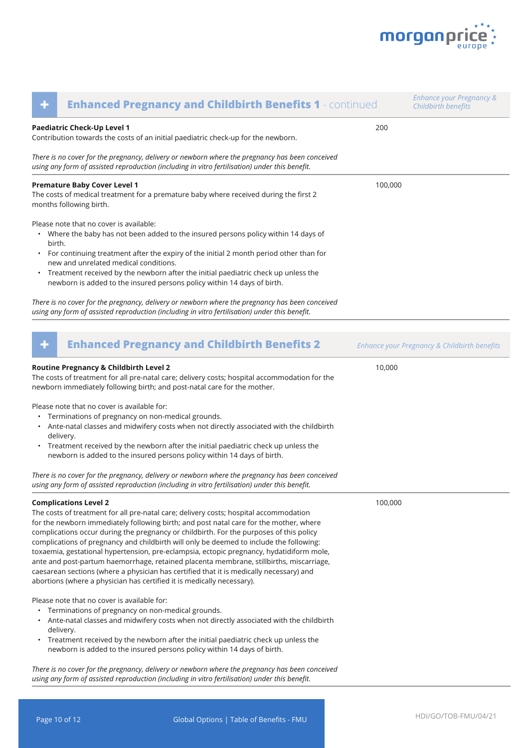## Enhanced Pregnancy and Childbirth Benefits 1 - continued

*Enhance your Pregnancy & Childbirth benefits*

**Paediatric Check-Up Level 1** — 200

Contribution towards the costs of an initial paediatric check-up for the newborn.

*There is no cover for the pregnancy, delivery or newborn where the pregnancy has been conceived using any form of assisted reproduction (including in vitro fertilisation) under this benefit.*

**Premature Baby Cover Level 1** — 100,000

The costs of medical treatment for a premature baby where received during the first 2 months following birth.

Please note that no cover is available:

- Where the baby has not been added to the insured persons policy within 14 days of birth.
- For continuing treatment after the expiry of the initial 2 month period other than for new and unrelated medical conditions.
- Treatment received by the newborn after the initial paediatric check up unless the newborn is added to the insured persons policy within 14 days of birth.

*There is no cover for the pregnancy, delivery or newborn where the pregnancy has been conceived using any form of assisted reproduction (including in vitro fertilisation) under this benefit.*

## Enhanced Pregnancy and Childbirth Benefits 2

*Enhance your Pregnancy & Childbirth benefits*

**Routine Pregnancy & Childbirth Level 2** — 10,000

The costs of treatment for all pre-natal care; delivery costs; hospital accommodation for the newborn immediately following birth; and post-natal care for the mother.

Please note that no cover is available for:

- Terminations of pregnancy on non-medical grounds.
- Ante-natal classes and midwifery costs when not directly associated with the childbirth delivery.
- Treatment received by the newborn after the initial paediatric check up unless the newborn is added to the insured persons policy within 14 days of birth.

*There is no cover for the pregnancy, delivery or newborn where the pregnancy has been conceived using any form of assisted reproduction (including in vitro fertilisation) under this benefit.*

**Complications Level 2** — 100,000

The costs of treatment for all pre-natal care; delivery costs; hospital accommodation for the newborn immediately following birth; and post natal care for the mother, where complications occur during the pregnancy or childbirth. For the purposes of this policy complications of pregnancy and childbirth will only be deemed to include the following: toxaemia, gestational hypertension, pre-eclampsia, ectopic pregnancy, hydatidiform mole, ante and post-partum haemorrhage, retained placenta membrane, stillbirths, miscarriage, caesarean sections (where a physician has certified that it is medically necessary) and abortions (where a physician has certified it is medically necessary).

Please note that no cover is available for:

- Terminations of pregnancy on non-medical grounds.
- Ante-natal classes and midwifery costs when not directly associated with the childbirth delivery.
- Treatment received by the newborn after the initial paediatric check up unless the newborn is added to the insured persons policy within 14 days of birth.

*There is no cover for the pregnancy, delivery or newborn where the pregnancy has been conceived using any form of assisted reproduction (including in vitro fertilisation) under this benefit.*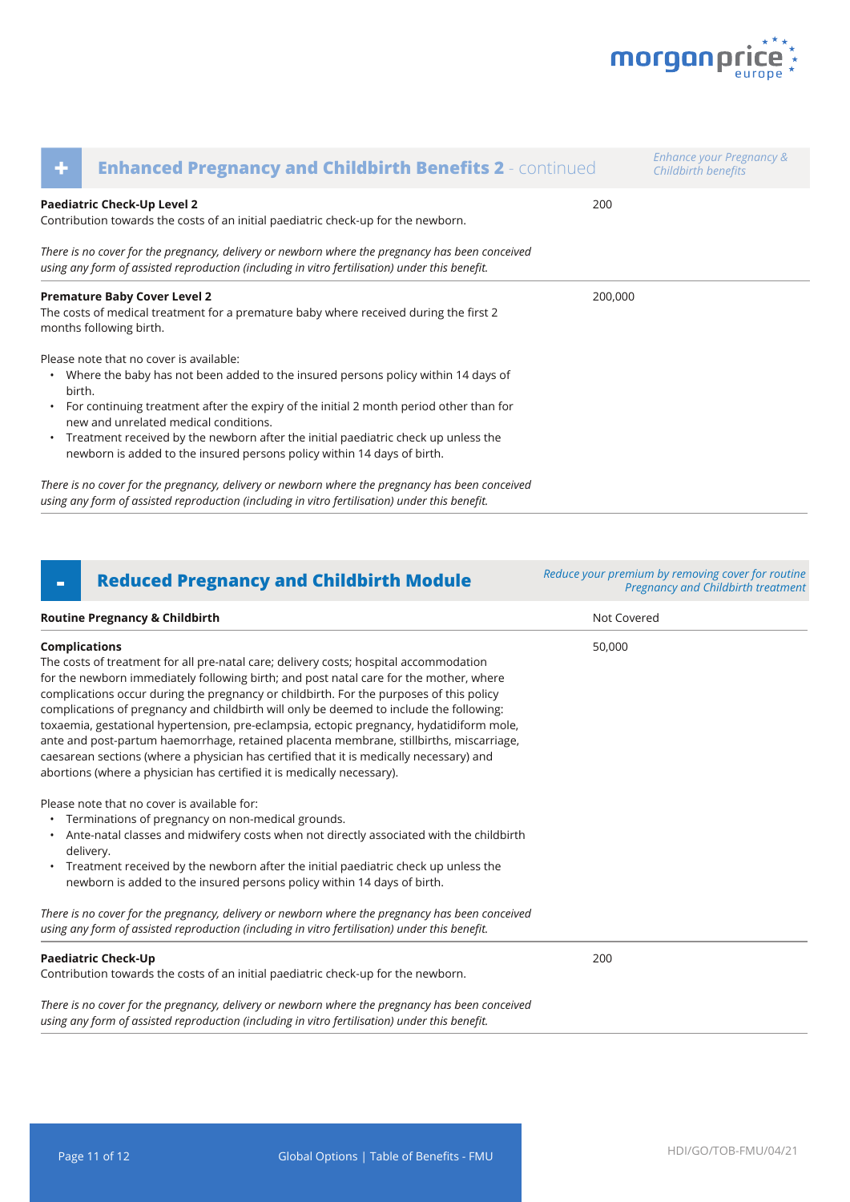## + Enhanced Pregnancy and Childbirth Benefits 2 - continued

*Enhance your Pregnancy & Childbirth benefits*

**Paediatric Check-Up Level 2**
Contribution towards the costs of an initial paediatric check-up for the newborn.

*There is no cover for the pregnancy, delivery or newborn where the pregnancy has been conceived using any form of assisted reproduction (including in vitro fertilisation) under this benefit.*

200

---

**Premature Baby Cover Level 2**
The costs of medical treatment for a premature baby where received during the first 2 months following birth.

Please note that no cover is available:

- Where the baby has not been added to the insured persons policy within 14 days of birth.
- For continuing treatment after the expiry of the initial 2 month period other than for new and unrelated medical conditions.
- Treatment received by the newborn after the initial paediatric check up unless the newborn is added to the insured persons policy within 14 days of birth.

*There is no cover for the pregnancy, delivery or newborn where the pregnancy has been conceived using any form of assisted reproduction (including in vitro fertilisation) under this benefit.*

200,000

---

## - Reduced Pregnancy and Childbirth Module

*Reduce your premium by removing cover for routine Pregnancy and Childbirth treatment*

**Routine Pregnancy & Childbirth**

Not Covered

---

**Complications**
The costs of treatment for all pre-natal care; delivery costs; hospital accommodation for the newborn immediately following birth; and post natal care for the mother, where complications occur during the pregnancy or childbirth. For the purposes of this policy complications of pregnancy and childbirth will only be deemed to include the following: toxaemia, gestational hypertension, pre-eclampsia, ectopic pregnancy, hydatidiform mole, ante and post-partum haemorrhage, retained placenta membrane, stillbirths, miscarriage, caesarean sections (where a physician has certified that it is medically necessary) and abortions (where a physician has certified it is medically necessary).

Please note that no cover is available for:

- Terminations of pregnancy on non-medical grounds.
- Ante-natal classes and midwifery costs when not directly associated with the childbirth delivery.
- Treatment received by the newborn after the initial paediatric check up unless the newborn is added to the insured persons policy within 14 days of birth.

*There is no cover for the pregnancy, delivery or newborn where the pregnancy has been conceived using any form of assisted reproduction (including in vitro fertilisation) under this benefit.*

50,000

---

**Paediatric Check-Up**
Contribution towards the costs of an initial paediatric check-up for the newborn.

*There is no cover for the pregnancy, delivery or newborn where the pregnancy has been conceived using any form of assisted reproduction (including in vitro fertilisation) under this benefit.*

200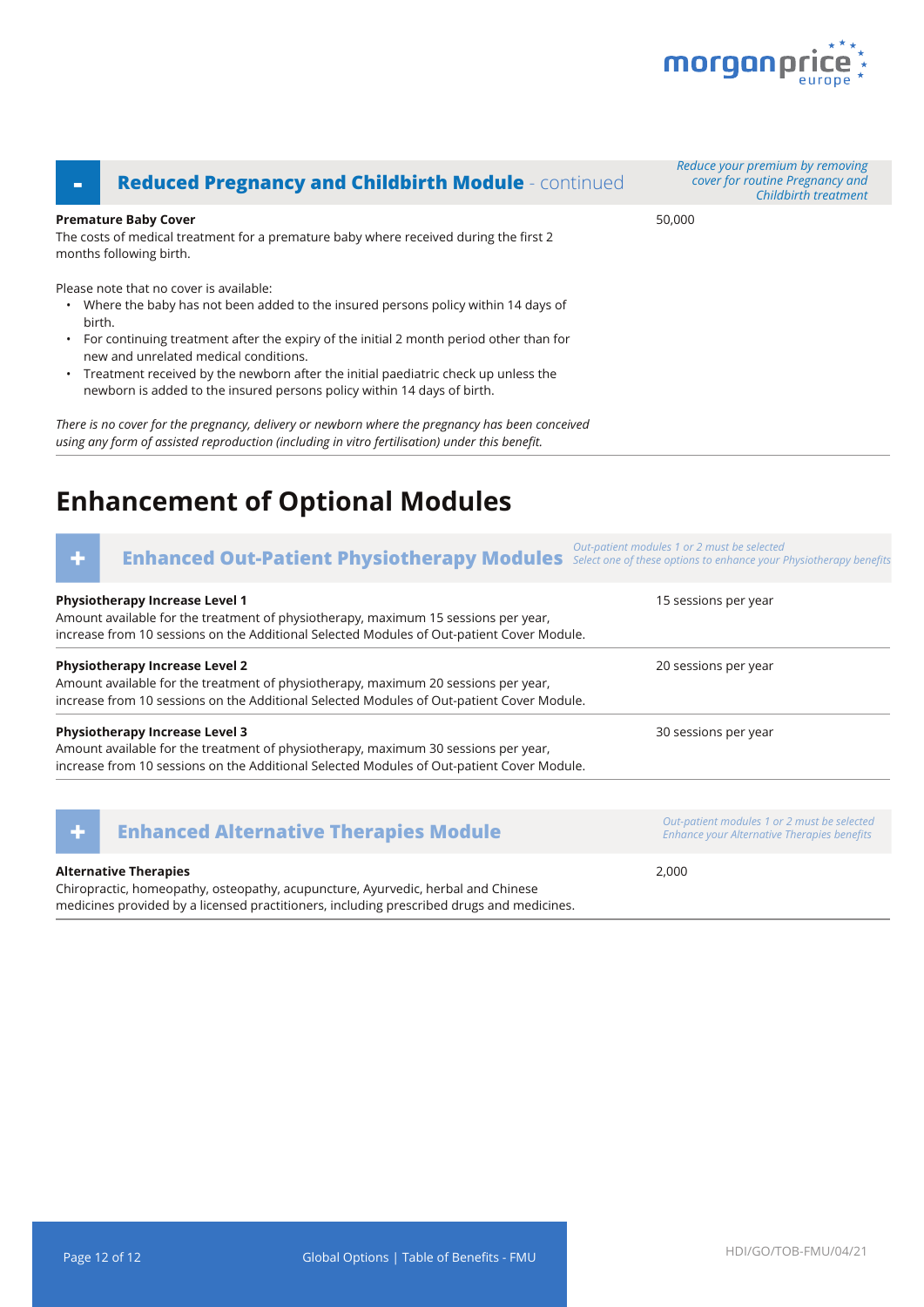## - Reduced Pregnancy and Childbirth Module - continued

*Reduce your premium by removing cover for routine Pregnancy and Childbirth treatment*

| | |
|---|---|
| **Premature Baby Cover**<br>The costs of medical treatment for a premature baby where received during the first 2 months following birth.<br><br>Please note that no cover is available:<br>• Where the baby has not been added to the insured persons policy within 14 days of birth.<br>• For continuing treatment after the expiry of the initial 2 month period other than for new and unrelated medical conditions.<br>• Treatment received by the newborn after the initial paediatric check up unless the newborn is added to the insured persons policy within 14 days of birth.<br><br>*There is no cover for the pregnancy, delivery or newborn where the pregnancy has been conceived using any form of assisted reproduction (including in vitro fertilisation) under this benefit.* | 50,000 |

# Enhancement of Optional Modules

## + Enhanced Out-Patient Physiotherapy Modules

*Out-patient modules 1 or 2 must be selected*
*Select one of these options to enhance your Physiotherapy benefits*

| | |
|---|---|
| **Physiotherapy Increase Level 1**<br>Amount available for the treatment of physiotherapy, maximum 15 sessions per year, increase from 10 sessions on the Additional Selected Modules of Out-patient Cover Module. | 15 sessions per year |
| **Physiotherapy Increase Level 2**<br>Amount available for the treatment of physiotherapy, maximum 20 sessions per year, increase from 10 sessions on the Additional Selected Modules of Out-patient Cover Module. | 20 sessions per year |
| **Physiotherapy Increase Level 3**<br>Amount available for the treatment of physiotherapy, maximum 30 sessions per year, increase from 10 sessions on the Additional Selected Modules of Out-patient Cover Module. | 30 sessions per year |

## + Enhanced Alternative Therapies Module

*Out-patient modules 1 or 2 must be selected*
*Enhance your Alternative Therapies benefits*

| | |
|---|---|
| **Alternative Therapies**<br>Chiropractic, homeopathy, osteopathy, acupuncture, Ayurvedic, herbal and Chinese medicines provided by a licensed practitioners, including prescribed drugs and medicines. | 2,000 |

HDI/GO/TOB-FMU/04/21